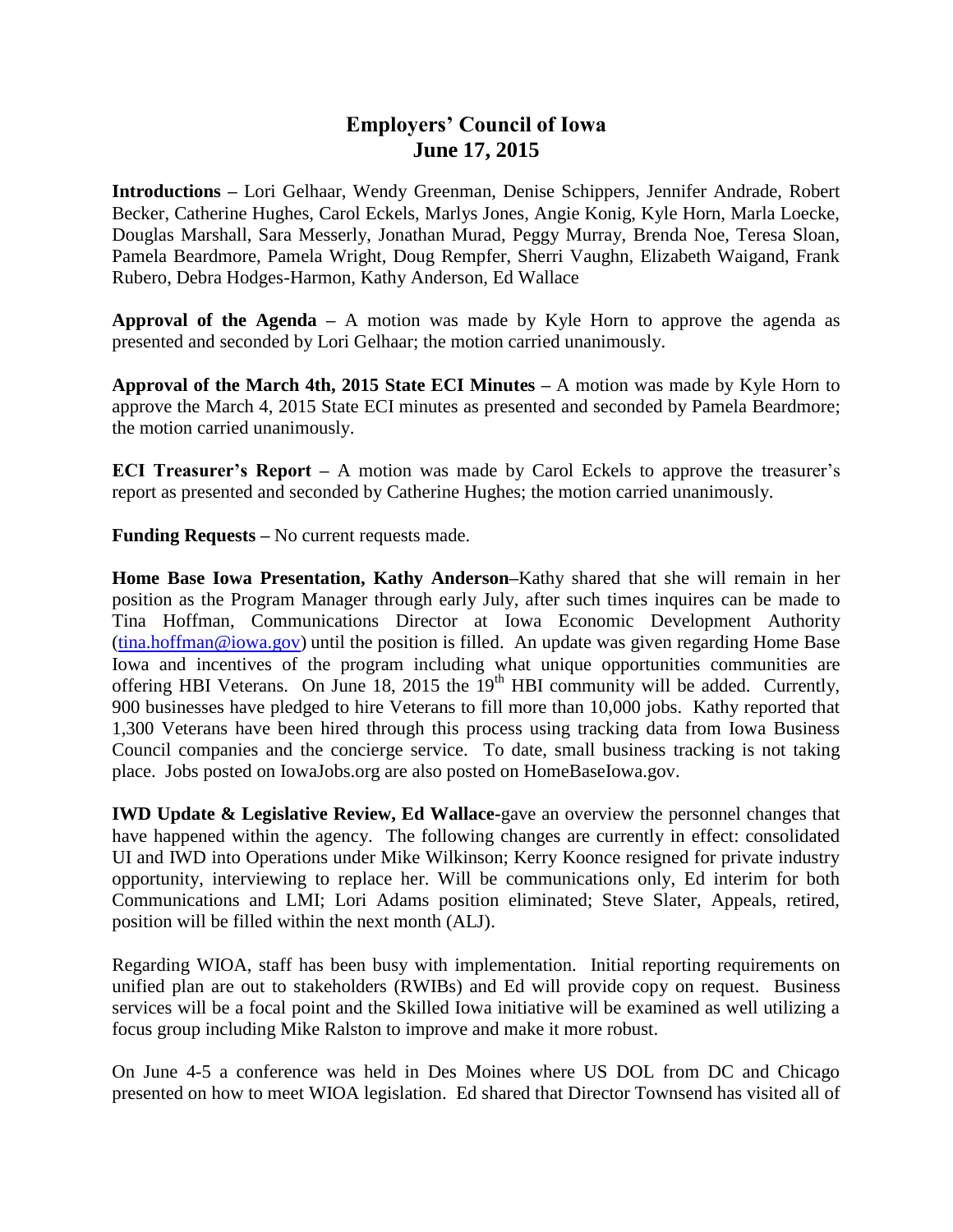# Employers' Council of Iowa
# June 17, 2015

**Introductions –** Lori Gelhaar, Wendy Greenman, Denise Schippers, Jennifer Andrade, Robert Becker, Catherine Hughes, Carol Eckels, Marlys Jones, Angie Konig, Kyle Horn, Marla Loecke, Douglas Marshall, Sara Messerly, Jonathan Murad, Peggy Murray, Brenda Noe, Teresa Sloan, Pamela Beardmore, Pamela Wright, Doug Rempfer, Sherri Vaughn, Elizabeth Waigand, Frank Rubero, Debra Hodges-Harmon, Kathy Anderson, Ed Wallace

**Approval of the Agenda –** A motion was made by Kyle Horn to approve the agenda as presented and seconded by Lori Gelhaar; the motion carried unanimously.

**Approval of the March 4th, 2015 State ECI Minutes –** A motion was made by Kyle Horn to approve the March 4, 2015 State ECI minutes as presented and seconded by Pamela Beardmore; the motion carried unanimously.

**ECI Treasurer's Report –** A motion was made by Carol Eckels to approve the treasurer's report as presented and seconded by Catherine Hughes; the motion carried unanimously.

**Funding Requests –** No current requests made.

**Home Base Iowa Presentation, Kathy Anderson–**Kathy shared that she will remain in her position as the Program Manager through early July, after such times inquires can be made to Tina Hoffman, Communications Director at Iowa Economic Development Authority (tina.hoffman@iowa.gov) until the position is filled. An update was given regarding Home Base Iowa and incentives of the program including what unique opportunities communities are offering HBI Veterans. On June 18, 2015 the 19th HBI community will be added. Currently, 900 businesses have pledged to hire Veterans to fill more than 10,000 jobs. Kathy reported that 1,300 Veterans have been hired through this process using tracking data from Iowa Business Council companies and the concierge service. To date, small business tracking is not taking place. Jobs posted on IowaJobs.org are also posted on HomeBaseIowa.gov.

**IWD Update & Legislative Review, Ed Wallace-**gave an overview the personnel changes that have happened within the agency. The following changes are currently in effect: consolidated UI and IWD into Operations under Mike Wilkinson; Kerry Koonce resigned for private industry opportunity, interviewing to replace her. Will be communications only, Ed interim for both Communications and LMI; Lori Adams position eliminated; Steve Slater, Appeals, retired, position will be filled within the next month (ALJ).

Regarding WIOA, staff has been busy with implementation. Initial reporting requirements on unified plan are out to stakeholders (RWIBs) and Ed will provide copy on request. Business services will be a focal point and the Skilled Iowa initiative will be examined as well utilizing a focus group including Mike Ralston to improve and make it more robust.

On June 4-5 a conference was held in Des Moines where US DOL from DC and Chicago presented on how to meet WIOA legislation. Ed shared that Director Townsend has visited all of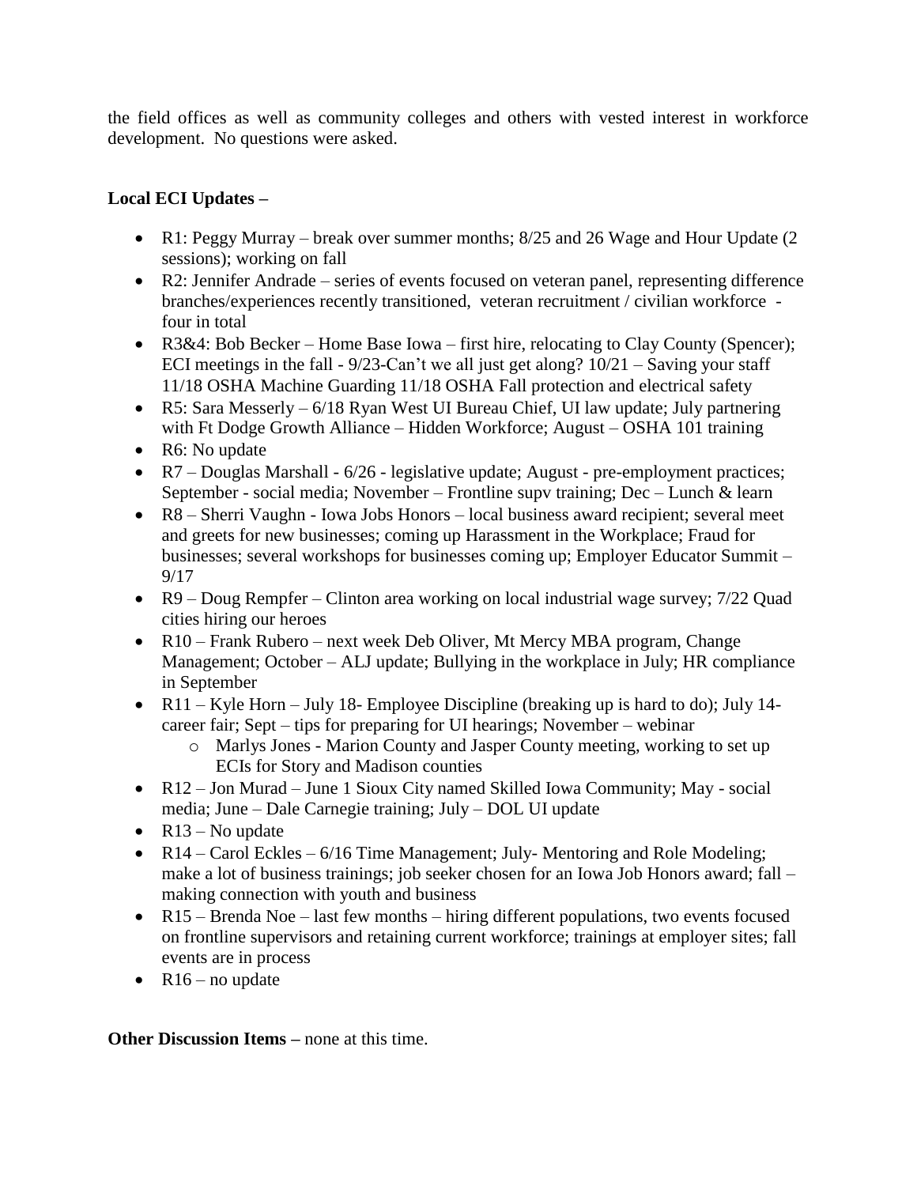the field offices as well as community colleges and others with vested interest in workforce development. No questions were asked.

**Local ECI Updates –**

- R1: Peggy Murray – break over summer months; 8/25 and 26 Wage and Hour Update (2 sessions); working on fall
- R2: Jennifer Andrade – series of events focused on veteran panel, representing difference branches/experiences recently transitioned, veteran recruitment / civilian workforce - four in total
- R3&4: Bob Becker – Home Base Iowa – first hire, relocating to Clay County (Spencer); ECI meetings in the fall - 9/23-Can't we all just get along? 10/21 – Saving your staff 11/18 OSHA Machine Guarding 11/18 OSHA Fall protection and electrical safety
- R5: Sara Messerly – 6/18 Ryan West UI Bureau Chief, UI law update; July partnering with Ft Dodge Growth Alliance – Hidden Workforce; August – OSHA 101 training
- R6: No update
- R7 – Douglas Marshall - 6/26 - legislative update; August - pre-employment practices; September - social media; November – Frontline supv training; Dec – Lunch & learn
- R8 – Sherri Vaughn - Iowa Jobs Honors – local business award recipient; several meet and greets for new businesses; coming up Harassment in the Workplace; Fraud for businesses; several workshops for businesses coming up; Employer Educator Summit – 9/17
- R9 – Doug Rempfer – Clinton area working on local industrial wage survey; 7/22 Quad cities hiring our heroes
- R10 – Frank Rubero – next week Deb Oliver, Mt Mercy MBA program, Change Management; October – ALJ update; Bullying in the workplace in July; HR compliance in September
- R11 – Kyle Horn – July 18- Employee Discipline (breaking up is hard to do); July 14- career fair; Sept – tips for preparing for UI hearings; November – webinar
  - Marlys Jones - Marion County and Jasper County meeting, working to set up ECIs for Story and Madison counties
- R12 – Jon Murad – June 1 Sioux City named Skilled Iowa Community; May - social media; June – Dale Carnegie training; July – DOL UI update
- R13 – No update
- R14 – Carol Eckles – 6/16 Time Management; July- Mentoring and Role Modeling; make a lot of business trainings; job seeker chosen for an Iowa Job Honors award; fall – making connection with youth and business
- R15 – Brenda Noe – last few months – hiring different populations, two events focused on frontline supervisors and retaining current workforce; trainings at employer sites; fall events are in process
- R16 – no update

**Other Discussion Items –** none at this time.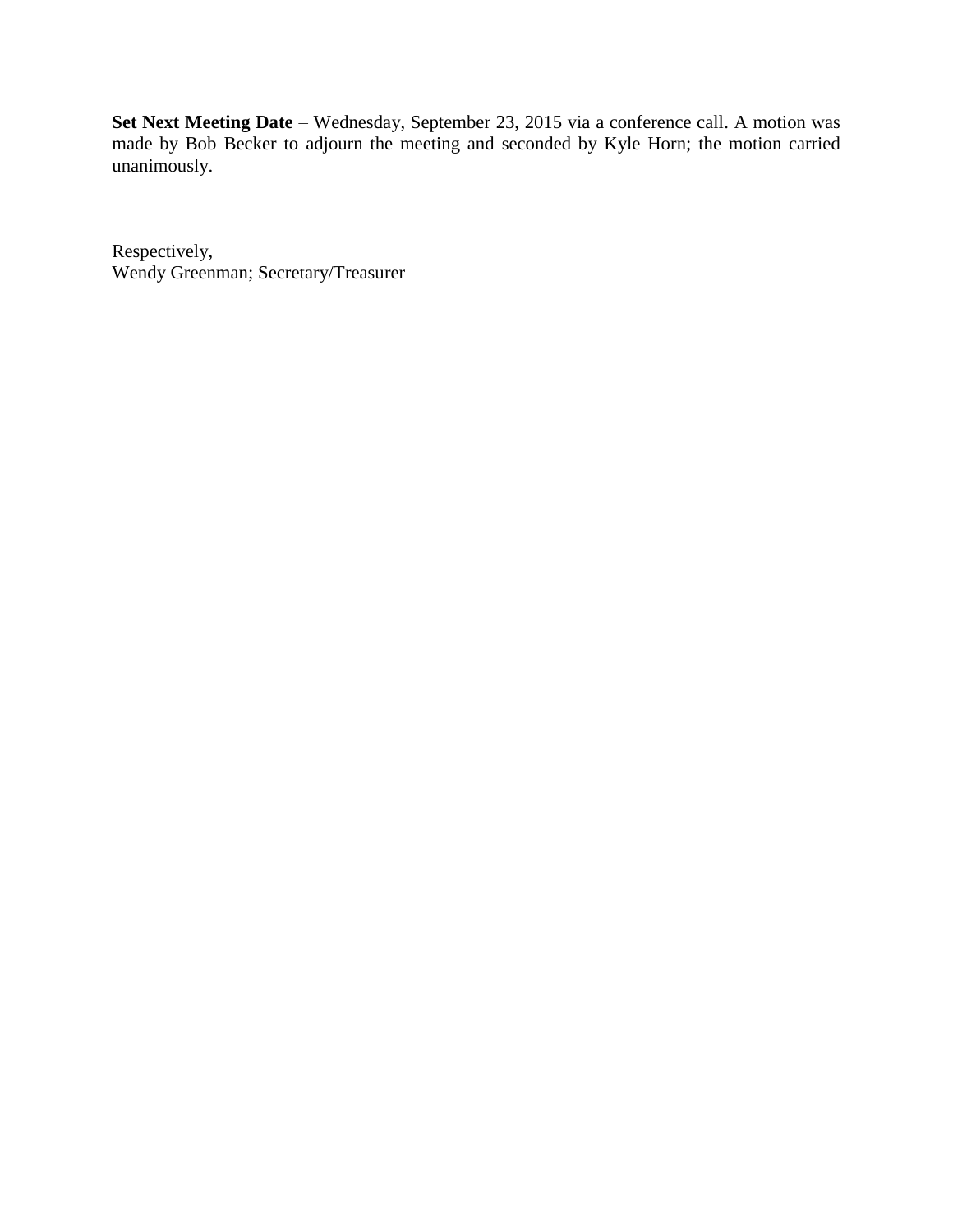**Set Next Meeting Date** – Wednesday, September 23, 2015 via a conference call. A motion was made by Bob Becker to adjourn the meeting and seconded by Kyle Horn; the motion carried unanimously.

Respectively,
Wendy Greenman; Secretary/Treasurer